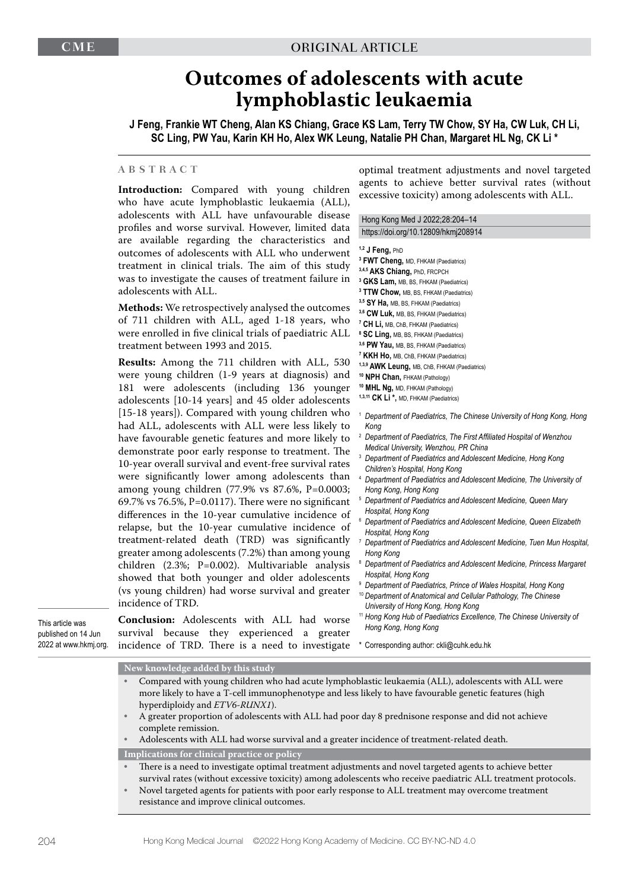CME

ORIGINAL ARTICLE

# Outcomes of adolescents with acute lymphoblastic leukaemia

**J Feng, Frankie WT Cheng, Alan KS Chiang, Grace KS Lam, Terry TW Chow, SY Ha, CW Luk, CH Li, SC Ling, PW Yau, Karin KH Ho, Alex WK Leung, Natalie PH Chan, Margaret HL Ng, CK Li ***

## ABSTRACT

**Introduction:** Compared with young children who have acute lymphoblastic leukaemia (ALL), adolescents with ALL have unfavourable disease profiles and worse survival. However, limited data are available regarding the characteristics and outcomes of adolescents with ALL who underwent treatment in clinical trials. The aim of this study was to investigate the causes of treatment failure in adolescents with ALL.

**Methods:** We retrospectively analysed the outcomes of 711 children with ALL, aged 1-18 years, who were enrolled in five clinical trials of paediatric ALL treatment between 1993 and 2015.

**Results:** Among the 711 children with ALL, 530 were young children (1-9 years at diagnosis) and 181 were adolescents (including 136 younger adolescents [10-14 years] and 45 older adolescents [15-18 years]). Compared with young children who had ALL, adolescents with ALL were less likely to have favourable genetic features and more likely to demonstrate poor early response to treatment. The 10-year overall survival and event-free survival rates were significantly lower among adolescents than among young children (77.9% vs 87.6%, P=0.0003; 69.7% vs 76.5%, P=0.0117). There were no significant differences in the 10-year cumulative incidence of relapse, but the 10-year cumulative incidence of treatment-related death (TRD) was significantly greater among adolescents (7.2%) than among young children (2.3%; P=0.002). Multivariable analysis showed that both younger and older adolescents (vs young children) had worse survival and greater incidence of TRD.

**Conclusion:** Adolescents with ALL had worse survival because they experienced a greater incidence of TRD. There is a need to investigate optimal treatment adjustments and novel targeted agents to achieve better survival rates (without excessive toxicity) among adolescents with ALL.

This article was published on 14 Jun 2022 at www.hkmj.org.

Hong Kong Med J 2022;28:204–14
https://doi.org/10.12809/hkmj208914

[1,2] **J Feng,** PhD
[3] **FWT Cheng,** MD, FHKAM (Paediatrics)
[3,4,5] **AKS Chiang,** PhD, FRCPCH
[3] **GKS Lam,** MB, BS, FHKAM (Paediatrics)
[3] **TTW Chow,** MB, BS, FHKAM (Paediatrics)
[3,5] **SY Ha,** MB, BS, FHKAM (Paediatrics)
[3,6] **CW Luk,** MB, BS, FHKAM (Paediatrics)
[7] **CH Li,** MB, ChB, FHKAM (Paediatrics)
[8] **SC Ling,** MB, BS, FHKAM (Paediatrics)
[3,6] **PW Yau,** MB, BS, FHKAM (Paediatrics)
[7] **KKH Ho,** MB, ChB, FHKAM (Paediatrics)
[1,3,9] **AWK Leung,** MB, ChB, FHKAM (Paediatrics)
[10] **NPH Chan,** FHKAM (Pathology)
[10] **MHL Ng,** MD, FHKAM (Pathology)
[1,3,11] **CK Li *,** MD, FHKAM (Paediatrics)

[1] *Department of Paediatrics, The Chinese University of Hong Kong, Hong Kong*
[2] *Department of Paediatrics, The First Affiliated Hospital of Wenzhou Medical University, Wenzhou, PR China*
[3] *Department of Paediatrics and Adolescent Medicine, Hong Kong Children's Hospital, Hong Kong*
[4] *Department of Paediatrics and Adolescent Medicine, The University of Hong Kong, Hong Kong*
[5] *Department of Paediatrics and Adolescent Medicine, Queen Mary Hospital, Hong Kong*
[6] *Department of Paediatrics and Adolescent Medicine, Queen Elizabeth Hospital, Hong Kong*
[7] *Department of Paediatrics and Adolescent Medicine, Tuen Mun Hospital, Hong Kong*
[8] *Department of Paediatrics and Adolescent Medicine, Princess Margaret Hospital, Hong Kong*
[9] *Department of Paediatrics, Prince of Wales Hospital, Hong Kong*
[10] *Department of Anatomical and Cellular Pathology, The Chinese University of Hong Kong, Hong Kong*
[11] *Hong Kong Hub of Paediatrics Excellence, The Chinese University of Hong Kong, Hong Kong*

\* Corresponding author: ckli@cuhk.edu.hk

### New knowledge added by this study

- Compared with young children who had acute lymphoblastic leukaemia (ALL), adolescents with ALL were more likely to have a T-cell immunophenotype and less likely to have favourable genetic features (high hyperdiploidy and *ETV6-RUNX1*).
- A greater proportion of adolescents with ALL had poor day 8 prednisone response and did not achieve complete remission.
- Adolescents with ALL had worse survival and a greater incidence of treatment-related death.

### Implications for clinical practice or policy

- There is a need to investigate optimal treatment adjustments and novel targeted agents to achieve better survival rates (without excessive toxicity) among adolescents who receive paediatric ALL treatment protocols.
- Novel targeted agents for patients with poor early response to ALL treatment may overcome treatment resistance and improve clinical outcomes.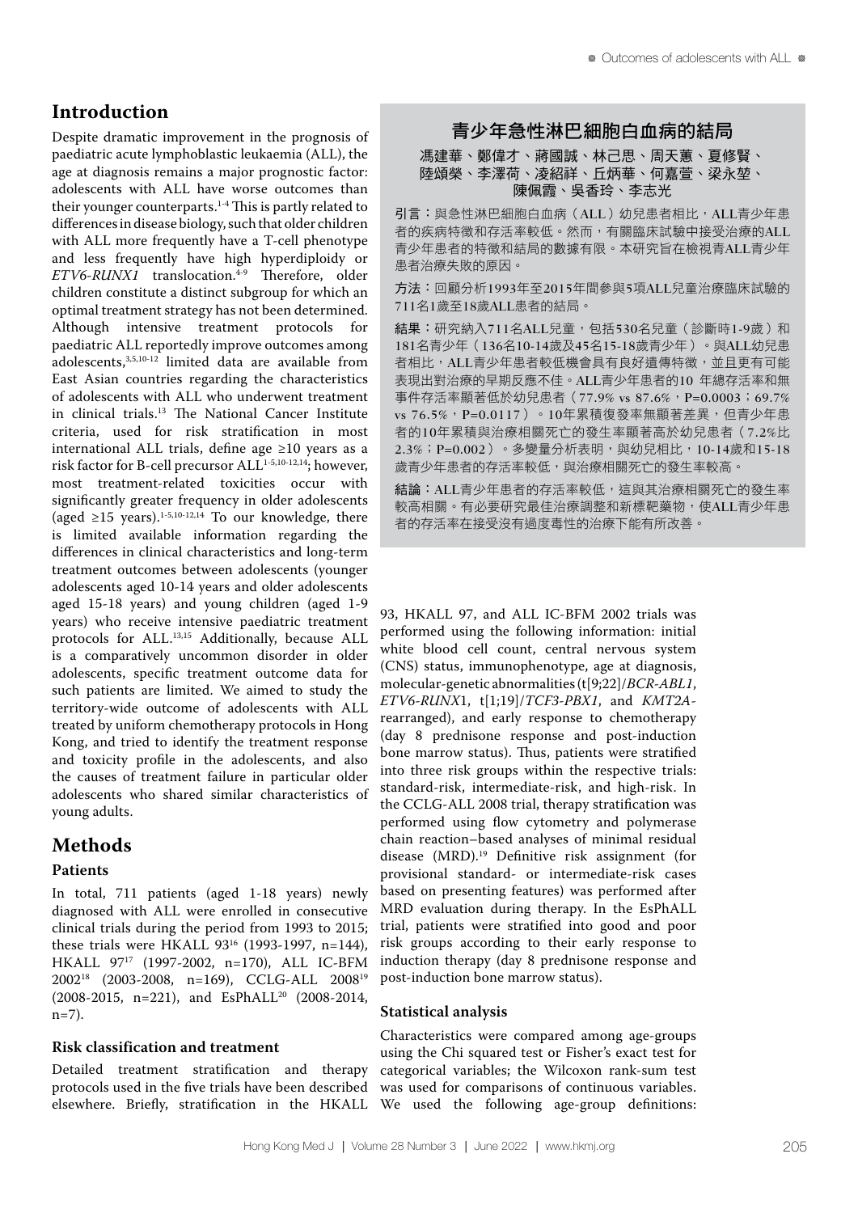## Introduction

Despite dramatic improvement in the prognosis of paediatric acute lymphoblastic leukaemia (ALL), the age at diagnosis remains a major prognostic factor: adolescents with ALL have worse outcomes than their younger counterparts.[1-4] This is partly related to differences in disease biology, such that older children with ALL more frequently have a T-cell phenotype and less frequently have high hyperdiploidy or *ETV6-RUNX1* translocation.[4-9] Therefore, older children constitute a distinct subgroup for which an optimal treatment strategy has not been determined. Although intensive treatment protocols for paediatric ALL reportedly improve outcomes among adolescents,[3,5,10-12] limited data are available from East Asian countries regarding the characteristics of adolescents with ALL who underwent treatment in clinical trials.[13] The National Cancer Institute criteria, used for risk stratification in most international ALL trials, define age ≥10 years as a risk factor for B-cell precursor ALL[1-5,10-12,14]; however, most treatment-related toxicities occur with significantly greater frequency in older adolescents (aged ≥15 years).[1-5,10-12,14] To our knowledge, there is limited available information regarding the differences in clinical characteristics and long-term treatment outcomes between adolescents (younger adolescents aged 10-14 years and older adolescents aged 15-18 years) and young children (aged 1-9 years) who receive intensive paediatric treatment protocols for ALL.[13,15] Additionally, because ALL is a comparatively uncommon disorder in older adolescents, specific treatment outcome data for such patients are limited. We aimed to study the territory-wide outcome of adolescents with ALL treated by uniform chemotherapy protocols in Hong Kong, and tried to identify the treatment response and toxicity profile in the adolescents, and also the causes of treatment failure in particular older adolescents who shared similar characteristics of young adults.

## Methods

### Patients

In total, 711 patients (aged 1-18 years) newly diagnosed with ALL were enrolled in consecutive clinical trials during the period from 1993 to 2015; these trials were HKALL 93[16] (1993-1997, n=144), HKALL 97[17] (1997-2002, n=170), ALL IC-BFM 2002[18] (2003-2008, n=169), CCLG-ALL 2008[19] (2008-2015, n=221), and EsPhALL[20] (2008-2014, n=7).

### Risk classification and treatment

Detailed treatment stratification and therapy protocols used in the five trials have been described elsewhere. Briefly, stratification in the HKALL 93, HKALL 97, and ALL IC-BFM 2002 trials was performed using the following information: initial white blood cell count, central nervous system (CNS) status, immunophenotype, age at diagnosis, molecular-genetic abnormalities (t[9;22]/*BCR-ABL1*, *ETV6-RUNX1*, t[1;19]/*TCF3-PBX1*, and *KMT2A*-rearranged), and early response to chemotherapy (day 8 prednisone response and post-induction bone marrow status). Thus, patients were stratified into three risk groups within the respective trials: standard-risk, intermediate-risk, and high-risk. In the CCLG-ALL 2008 trial, therapy stratification was performed using flow cytometry and polymerase chain reaction–based analyses of minimal residual disease (MRD).[19] Definitive risk assignment (for provisional standard- or intermediate-risk cases based on presenting features) was performed after MRD evaluation during therapy. In the EsPhALL trial, patients were stratified into good and poor risk groups according to their early response to induction therapy (day 8 prednisone response and post-induction bone marrow status).

### Statistical analysis

Characteristics were compared among age-groups using the Chi squared test or Fisher's exact test for categorical variables; the Wilcoxon rank-sum test was used for comparisons of continuous variables. We used the following age-group definitions:

## 青少年急性淋巴細胞白血病的結局

**馮建華、鄭偉才、蔣國誠、林己思、周天蕙、夏修賢、陸頌榮、李澤荷、凌紹祥、丘炳華、何嘉萱、梁永堃、陳佩霞、吳香玲、李志光**

**引言**：與急性淋巴細胞白血病（ALL）幼兒患者相比，ALL青少年患者的疾病特徵和存活率較低。然而，有關臨床試驗中接受治療的ALL青少年患者的特徵和結局的數據有限。本研究旨在檢視青ALL青少年患者治療失敗的原因。

**方法**：回顧分析1993年至2015年間參與5項ALL兒童治療臨床試驗的711名1歲至18歲ALL患者的結局。

**結果**：研究納入711名ALL兒童，包括530名兒童（診斷時1-9歲）和181名青少年（136名10-14歲及45名15-18歲青少年）。與ALL幼兒患者相比，ALL青少年患者較低機會具有良好遺傳特徵，並且更有可能表現出對治療的早期反應不佳。ALL青少年患者的10 年總存活率和無事件存活率顯著低於幼兒患者（77.9% vs 87.6%，P=0.0003；69.7% vs 76.5%，P=0.0117）。10年累積復發率無顯著差異，但青少年患者的10年累積與治療相關死亡的發生率顯著高於幼兒患者（7.2%比2.3%；P=0.002）。多變量分析表明，與幼兒相比，10-14歲和15-18歲青少年患者的存活率較低，與治療相關死亡的發生率較高。

**結論**：ALL青少年患者的存活率較低，這與其治療相關死亡的發生率較高相關。有必要研究最佳治療調整和新標靶藥物，使ALL青少年患者的存活率在接受沒有過度毒性的治療下能有所改善。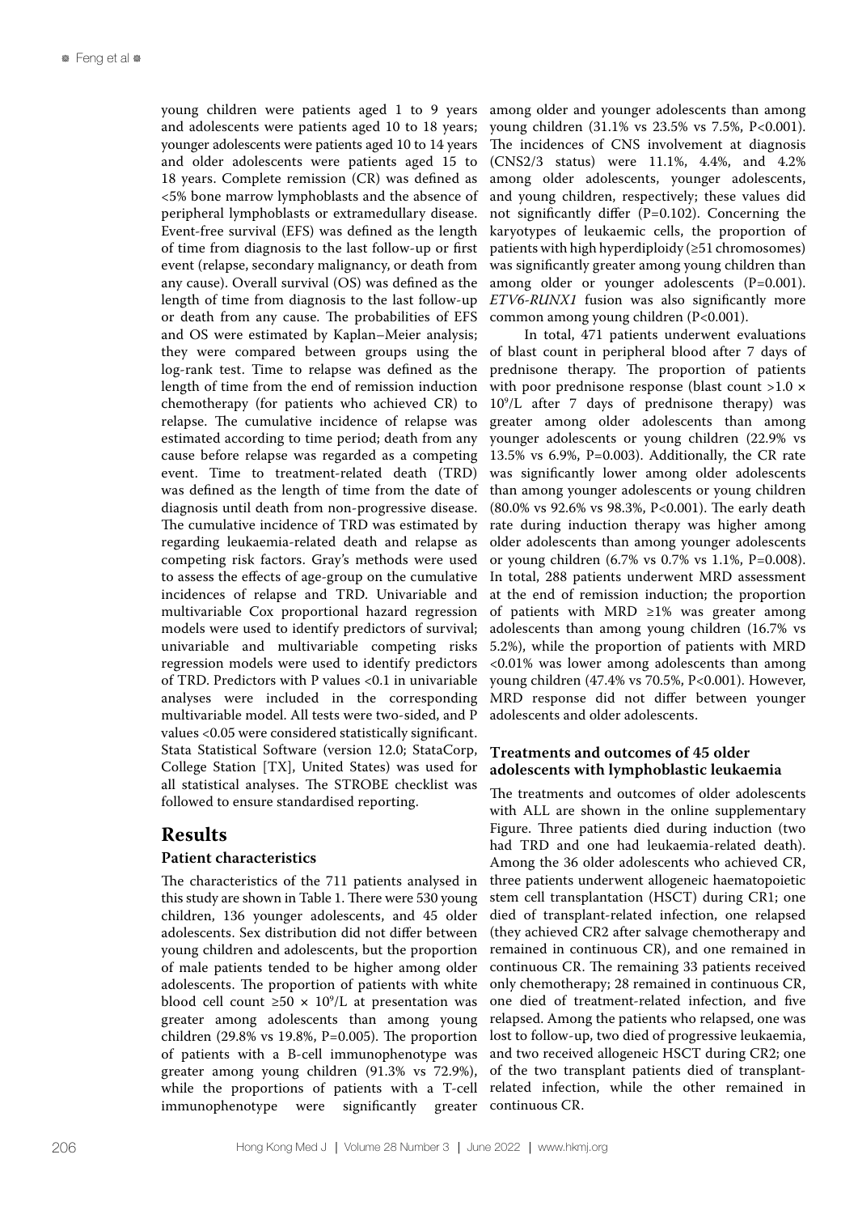young children were patients aged 1 to 9 years and adolescents were patients aged 10 to 18 years; younger adolescents were patients aged 10 to 14 years and older adolescents were patients aged 15 to 18 years. Complete remission (CR) was defined as <5% bone marrow lymphoblasts and the absence of peripheral lymphoblasts or extramedullary disease. Event-free survival (EFS) was defined as the length of time from diagnosis to the last follow-up or first event (relapse, secondary malignancy, or death from any cause). Overall survival (OS) was defined as the length of time from diagnosis to the last follow-up or death from any cause. The probabilities of EFS and OS were estimated by Kaplan–Meier analysis; they were compared between groups using the log-rank test. Time to relapse was defined as the length of time from the end of remission induction chemotherapy (for patients who achieved CR) to relapse. The cumulative incidence of relapse was estimated according to time period; death from any cause before relapse was regarded as a competing event. Time to treatment-related death (TRD) was defined as the length of time from the date of diagnosis until death from non-progressive disease. The cumulative incidence of TRD was estimated by regarding leukaemia-related death and relapse as competing risk factors. Gray's methods were used to assess the effects of age-group on the cumulative incidences of relapse and TRD. Univariable and multivariable Cox proportional hazard regression models were used to identify predictors of survival; univariable and multivariable competing risks regression models were used to identify predictors of TRD. Predictors with P values <0.1 in univariable analyses were included in the corresponding multivariable model. All tests were two-sided, and P values <0.05 were considered statistically significant. Stata Statistical Software (version 12.0; StataCorp, College Station [TX], United States) was used for all statistical analyses. The STROBE checklist was followed to ensure standardised reporting.

# Results

## Patient characteristics

The characteristics of the 711 patients analysed in this study are shown in Table 1. There were 530 young children, 136 younger adolescents, and 45 older adolescents. Sex distribution did not differ between young children and adolescents, but the proportion of male patients tended to be higher among older adolescents. The proportion of patients with white blood cell count $\geq 50 \times 10^9$/L at presentation was greater among adolescents than among young children (29.8% vs 19.8%, P=0.005). The proportion of patients with a B-cell immunophenotype was greater among young children (91.3% vs 72.9%), while the proportions of patients with a T-cell immunophenotype were significantly greater among older and younger adolescents than among young children (31.1% vs 23.5% vs 7.5%, P<0.001). The incidences of CNS involvement at diagnosis (CNS2/3 status) were 11.1%, 4.4%, and 4.2% among older adolescents, younger adolescents, and young children, respectively; these values did not significantly differ (P=0.102). Concerning the karyotypes of leukaemic cells, the proportion of patients with high hyperdiploidy (≥51 chromosomes) was significantly greater among young children than among older or younger adolescents (P=0.001). *ETV6-RUNX1* fusion was also significantly more common among young children (P<0.001).

In total, 471 patients underwent evaluations of blast count in peripheral blood after 7 days of prednisone therapy. The proportion of patients with poor prednisone response (blast count $>1.0 \times 10^9$/L after 7 days of prednisone therapy) was greater among older adolescents than among younger adolescents or young children (22.9% vs 13.5% vs 6.9%, P=0.003). Additionally, the CR rate was significantly lower among older adolescents than among younger adolescents or young children (80.0% vs 92.6% vs 98.3%, P<0.001). The early death rate during induction therapy was higher among older adolescents than among younger adolescents or young children (6.7% vs 0.7% vs 1.1%, P=0.008). In total, 288 patients underwent MRD assessment at the end of remission induction; the proportion of patients with MRD ≥1% was greater among adolescents than among young children (16.7% vs 5.2%), while the proportion of patients with MRD <0.01% was lower among adolescents than among young children (47.4% vs 70.5%, P<0.001). However, MRD response did not differ between younger adolescents and older adolescents.

## Treatments and outcomes of 45 older adolescents with lymphoblastic leukaemia

The treatments and outcomes of older adolescents with ALL are shown in the online supplementary Figure. Three patients died during induction (two had TRD and one had leukaemia-related death). Among the 36 older adolescents who achieved CR, three patients underwent allogeneic haematopoietic stem cell transplantation (HSCT) during CR1; one died of transplant-related infection, one relapsed (they achieved CR2 after salvage chemotherapy and remained in continuous CR), and one remained in continuous CR. The remaining 33 patients received only chemotherapy; 28 remained in continuous CR, one died of treatment-related infection, and five relapsed. Among the patients who relapsed, one was lost to follow-up, two died of progressive leukaemia, and two received allogeneic HSCT during CR2; one of the two transplant patients died of transplant-related infection, while the other remained in continuous CR.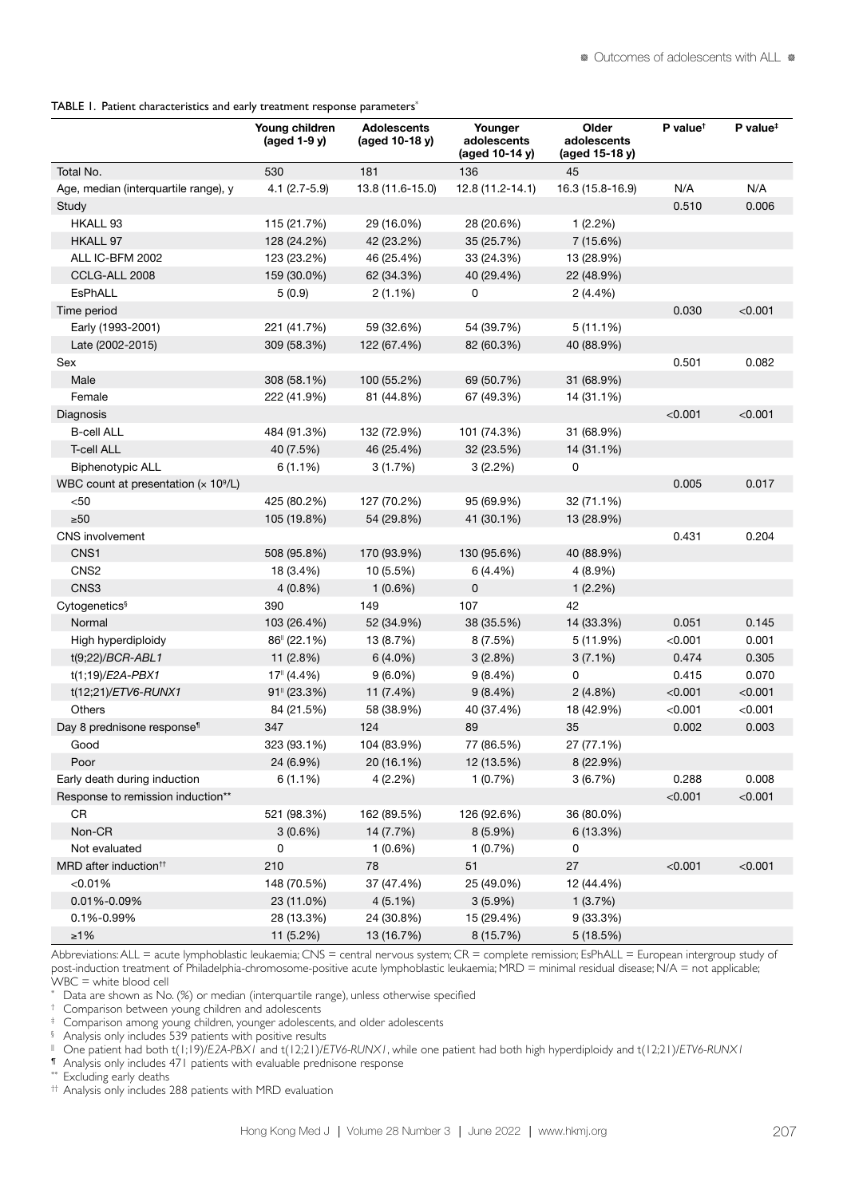TABLE 1. Patient characteristics and early treatment response parameters*

| | Young children (aged 1-9 y) | Adolescents (aged 10-18 y) | Younger adolescents (aged 10-14 y) | Older adolescents (aged 15-18 y) | P value† | P value‡ |
|---|---|---|---|---|---|---|
| Total No. | 530 | 181 | 136 | 45 | | |
| Age, median (interquartile range), y | 4.1 (2.7-5.9) | 13.8 (11.6-15.0) | 12.8 (11.2-14.1) | 16.3 (15.8-16.9) | N/A | N/A |
| Study | | | | | 0.510 | 0.006 |
| HKALL 93 | 115 (21.7%) | 29 (16.0%) | 28 (20.6%) | 1 (2.2%) | | |
| HKALL 97 | 128 (24.2%) | 42 (23.2%) | 35 (25.7%) | 7 (15.6%) | | |
| ALL IC-BFM 2002 | 123 (23.2%) | 46 (25.4%) | 33 (24.3%) | 13 (28.9%) | | |
| CCLG-ALL 2008 | 159 (30.0%) | 62 (34.3%) | 40 (29.4%) | 22 (48.9%) | | |
| EsPhALL | 5 (0.9) | 2 (1.1%) | 0 | 2 (4.4%) | | |
| Time period | | | | | 0.030 | <0.001 |
| Early (1993-2001) | 221 (41.7%) | 59 (32.6%) | 54 (39.7%) | 5 (11.1%) | | |
| Late (2002-2015) | 309 (58.3%) | 122 (67.4%) | 82 (60.3%) | 40 (88.9%) | | |
| Sex | | | | | 0.501 | 0.082 |
| Male | 308 (58.1%) | 100 (55.2%) | 69 (50.7%) | 31 (68.9%) | | |
| Female | 222 (41.9%) | 81 (44.8%) | 67 (49.3%) | 14 (31.1%) | | |
| Diagnosis | | | | | <0.001 | <0.001 |
| B-cell ALL | 484 (91.3%) | 132 (72.9%) | 101 (74.3%) | 31 (68.9%) | | |
| T-cell ALL | 40 (7.5%) | 46 (25.4%) | 32 (23.5%) | 14 (31.1%) | | |
| Biphenotypic ALL | 6 (1.1%) | 3 (1.7%) | 3 (2.2%) | 0 | | |
| WBC count at presentation ($\times 10^9$/L) | | | | | 0.005 | 0.017 |
| <50 | 425 (80.2%) | 127 (70.2%) | 95 (69.9%) | 32 (71.1%) | | |
| ≥50 | 105 (19.8%) | 54 (29.8%) | 41 (30.1%) | 13 (28.9%) | | |
| CNS involvement | | | | | 0.431 | 0.204 |
| CNS1 | 508 (95.8%) | 170 (93.9%) | 130 (95.6%) | 40 (88.9%) | | |
| CNS2 | 18 (3.4%) | 10 (5.5%) | 6 (4.4%) | 4 (8.9%) | | |
| CNS3 | 4 (0.8%) | 1 (0.6%) | 0 | 1 (2.2%) | | |
| Cytogenetics§ | 390 | 149 | 107 | 42 | | |
| Normal | 103 (26.4%) | 52 (34.9%) | 38 (35.5%) | 14 (33.3%) | 0.051 | 0.145 |
| High hyperdiploidy | 86‖ (22.1%) | 13 (8.7%) | 8 (7.5%) | 5 (11.9%) | <0.001 | 0.001 |
| t(9;22)/*BCR-ABL1* | 11 (2.8%) | 6 (4.0%) | 3 (2.8%) | 3 (7.1%) | 0.474 | 0.305 |
| t(1;19)/*E2A-PBX1* | 17‖ (4.4%) | 9 (6.0%) | 9 (8.4%) | 0 | 0.415 | 0.070 |
| t(12;21)/*ETV6-RUNX1* | 91‖ (23.3%) | 11 (7.4%) | 9 (8.4%) | 2 (4.8%) | <0.001 | <0.001 |
| Others | 84 (21.5%) | 58 (38.9%) | 40 (37.4%) | 18 (42.9%) | <0.001 | <0.001 |
| Day 8 prednisone response¶ | 347 | 124 | 89 | 35 | 0.002 | 0.003 |
| Good | 323 (93.1%) | 104 (83.9%) | 77 (86.5%) | 27 (77.1%) | | |
| Poor | 24 (6.9%) | 20 (16.1%) | 12 (13.5%) | 8 (22.9%) | | |
| Early death during induction | 6 (1.1%) | 4 (2.2%) | 1 (0.7%) | 3 (6.7%) | 0.288 | 0.008 |
| Response to remission induction** | | | | | <0.001 | <0.001 |
| CR | 521 (98.3%) | 162 (89.5%) | 126 (92.6%) | 36 (80.0%) | | |
| Non-CR | 3 (0.6%) | 14 (7.7%) | 8 (5.9%) | 6 (13.3%) | | |
| Not evaluated | 0 | 1 (0.6%) | 1 (0.7%) | 0 | | |
| MRD after induction†† | 210 | 78 | 51 | 27 | <0.001 | <0.001 |
| <0.01% | 148 (70.5%) | 37 (47.4%) | 25 (49.0%) | 12 (44.4%) | | |
| 0.01%-0.09% | 23 (11.0%) | 4 (5.1%) | 3 (5.9%) | 1 (3.7%) | | |
| 0.1%-0.99% | 28 (13.3%) | 24 (30.8%) | 15 (29.4%) | 9 (33.3%) | | |
| ≥1% | 11 (5.2%) | 13 (16.7%) | 8 (15.7%) | 5 (18.5%) | | |

Abbreviations: ALL = acute lymphoblastic leukaemia; CNS = central nervous system; CR = complete remission; EsPhALL = European intergroup study of post-induction treatment of Philadelphia-chromosome-positive acute lymphoblastic leukaemia; MRD = minimal residual disease; N/A = not applicable; WBC = white blood cell

\* Data are shown as No. (%) or median (interquartile range), unless otherwise specified

† Comparison between young children and adolescents

‡ Comparison among young children, younger adolescents, and older adolescents

§ Analysis only includes 539 patients with positive results

‖ One patient had both t(1;19)/*E2A-PBX1* and t(12;21)/*ETV6-RUNX1*, while one patient had both high hyperdiploidy and t(12;21)/*ETV6-RUNX1*

¶ Analysis only includes 471 patients with evaluable prednisone response

** Excluding early deaths

†† Analysis only includes 288 patients with MRD evaluation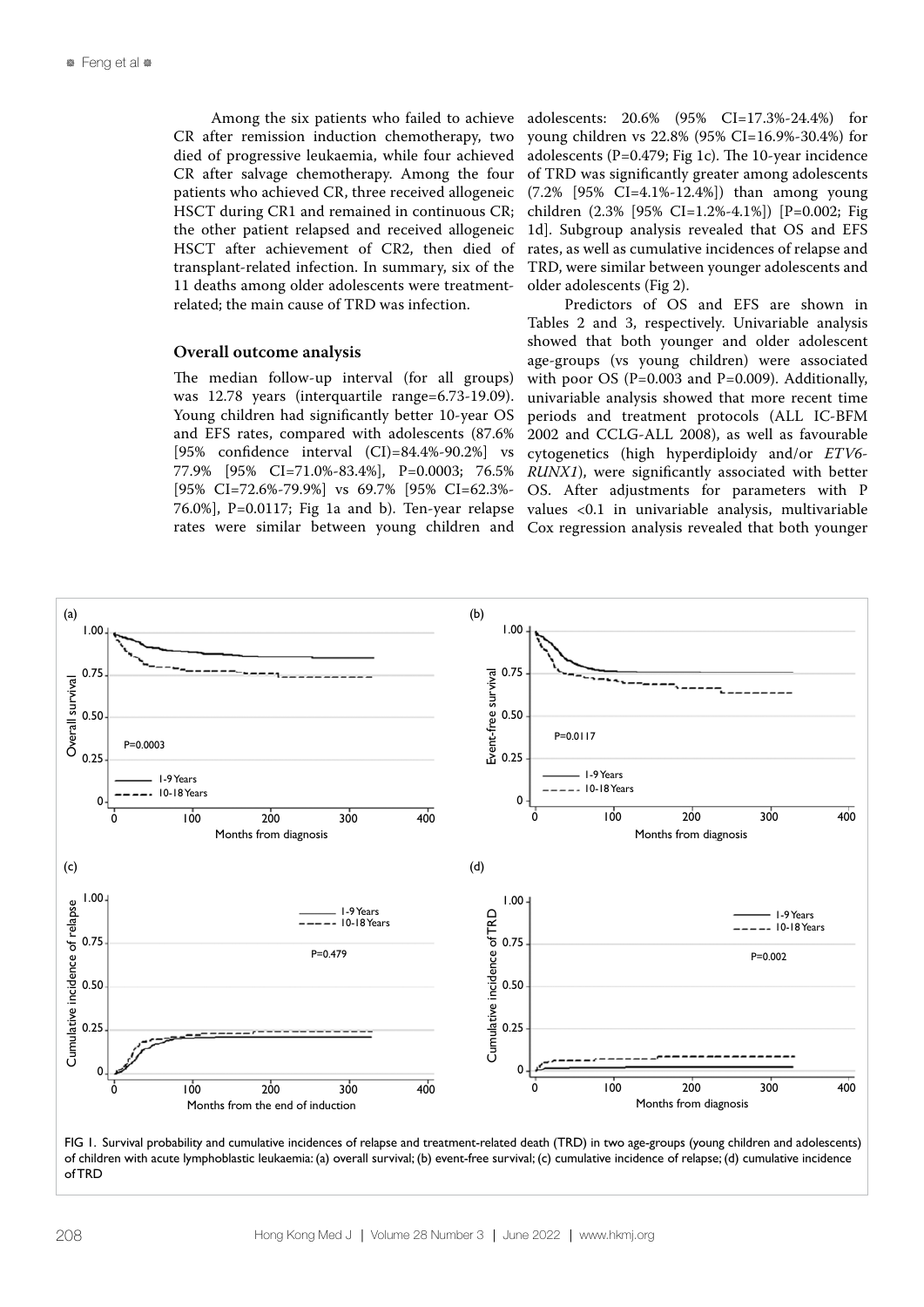Among the six patients who failed to achieve CR after remission induction chemotherapy, two died of progressive leukaemia, while four achieved CR after salvage chemotherapy. Among the four patients who achieved CR, three received allogeneic HSCT during CR1 and remained in continuous CR; the other patient relapsed and received allogeneic HSCT after achievement of CR2, then died of transplant-related infection. In summary, six of the 11 deaths among older adolescents were treatment-related; the main cause of TRD was infection.

### Overall outcome analysis

The median follow-up interval (for all groups) was 12.78 years (interquartile range=6.73-19.09). Young children had significantly better 10-year OS and EFS rates, compared with adolescents (87.6% [95% confidence interval (CI)=84.4%-90.2%] vs 77.9% [95% CI=71.0%-83.4%], P=0.0003; 76.5% [95% CI=72.6%-79.9%] vs 69.7% [95% CI=62.3%-76.0%], P=0.0117; Fig 1a and b). Ten-year relapse rates were similar between young children and adolescents: 20.6% (95% CI=17.3%-24.4%) for young children vs 22.8% (95% CI=16.9%-30.4%) for adolescents (P=0.479; Fig 1c). The 10-year incidence of TRD was significantly greater among adolescents (7.2% [95% CI=4.1%-12.4%]) than among young children (2.3% [95% CI=1.2%-4.1%]) [P=0.002; Fig 1d]. Subgroup analysis revealed that OS and EFS rates, as well as cumulative incidences of relapse and TRD, were similar between younger adolescents and older adolescents (Fig 2).

Predictors of OS and EFS are shown in Tables 2 and 3, respectively. Univariable analysis showed that both younger and older adolescent age-groups (vs young children) were associated with poor OS (P=0.003 and P=0.009). Additionally, univariable analysis showed that more recent time periods and treatment protocols (ALL IC-BFM 2002 and CCLG-ALL 2008), as well as favourable cytogenetics (high hyperdiploidy and/or *ETV6-RUNX1*), were significantly associated with better OS. After adjustments for parameters with P values <0.1 in univariable analysis, multivariable Cox regression analysis revealed that both younger

FIG 1. Survival probability and cumulative incidences of relapse and treatment-related death (TRD) in two age-groups (young children and adolescents) of children with acute lymphoblastic leukaemia: (a) overall survival; (b) event-free survival; (c) cumulative incidence of relapse; (d) cumulative incidence of TRD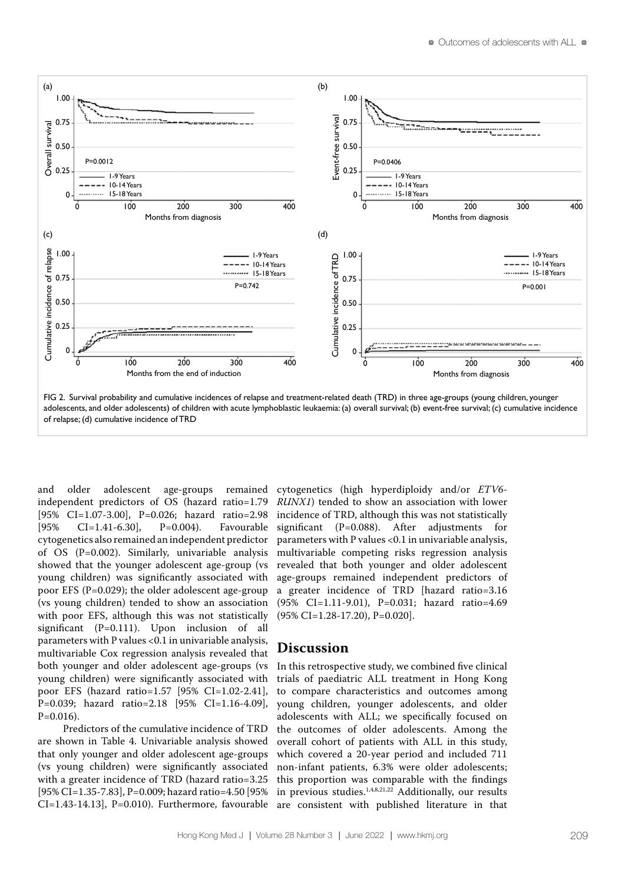FIG 2. Survival probability and cumulative incidences of relapse and treatment-related death (TRD) in three age-groups (young children, younger adolescents, and older adolescents) of children with acute lymphoblastic leukaemia: (a) overall survival; (b) event-free survival; (c) cumulative incidence of relapse; (d) cumulative incidence of TRD

and older adolescent age-groups remained independent predictors of OS (hazard ratio=1.79 [95% CI=1.07-3.00], P=0.026; hazard ratio=2.98 [95% CI=1.41-6.30], P=0.004). Favourable cytogenetics also remained an independent predictor of OS (P=0.002). Similarly, univariable analysis showed that the younger adolescent age-group (vs young children) was significantly associated with poor EFS (P=0.029); the older adolescent age-group (vs young children) tended to show an association with poor EFS, although this was not statistically significant (P=0.111). Upon inclusion of all parameters with P values <0.1 in univariable analysis, multivariable Cox regression analysis revealed that both younger and older adolescent age-groups (vs young children) were significantly associated with poor EFS (hazard ratio=1.57 [95% CI=1.02-2.41], P=0.039; hazard ratio=2.18 [95% CI=1.16-4.09], P=0.016).

Predictors of the cumulative incidence of TRD are shown in Table 4. Univariable analysis showed that only younger and older adolescent age-groups (vs young children) were significantly associated with a greater incidence of TRD (hazard ratio=3.25 [95% CI=1.35-7.83], P=0.009; hazard ratio=4.50 [95% CI=1.43-14.13], P=0.010). Furthermore, favourable cytogenetics (high hyperdiploidy and/or *ETV6-RUNX1*) tended to show an association with lower incidence of TRD, although this was not statistically significant (P=0.088). After adjustments for parameters with P values <0.1 in univariable analysis, multivariable competing risks regression analysis revealed that both younger and older adolescent age-groups remained independent predictors of a greater incidence of TRD [hazard ratio=3.16 (95% CI=1.11-9.01), P=0.031; hazard ratio=4.69 (95% CI=1.28-17.20), P=0.020].

## Discussion

In this retrospective study, we combined five clinical trials of paediatric ALL treatment in Hong Kong to compare characteristics and outcomes among young children, younger adolescents, and older adolescents with ALL; we specifically focused on the outcomes of older adolescents. Among the overall cohort of patients with ALL in this study, which covered a 20-year period and included 711 non-infant patients, 6.3% were older adolescents; this proportion was comparable with the findings in previous studies.[1,4,8,21,22] Additionally, our results are consistent with published literature in that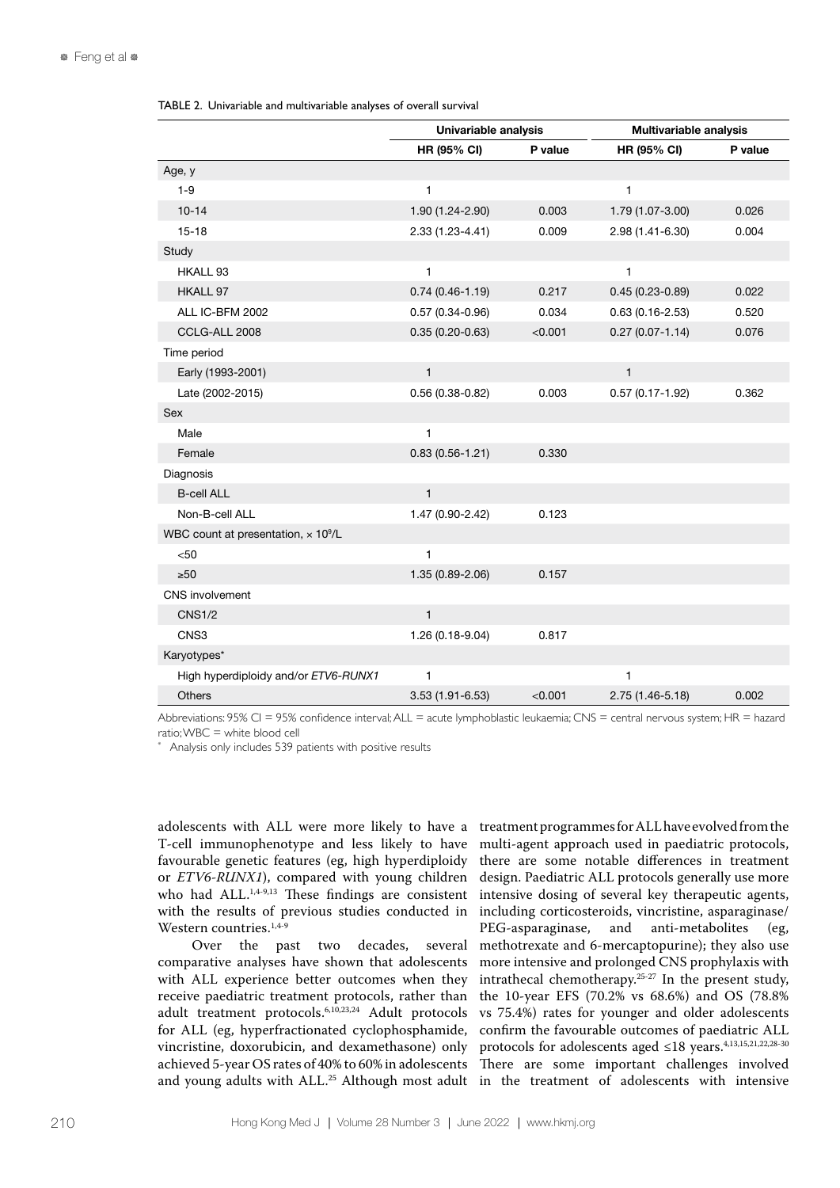TABLE 2. Univariable and multivariable analyses of overall survival

| | Univariable analysis | | Multivariable analysis | |
|---|---|---|---|---|
| | **HR (95% CI)** | **P value** | **HR (95% CI)** | **P value** |
| Age, y | | | | |
| 1-9 | 1 | | 1 | |
| 10-14 | 1.90 (1.24-2.90) | 0.003 | 1.79 (1.07-3.00) | 0.026 |
| 15-18 | 2.33 (1.23-4.41) | 0.009 | 2.98 (1.41-6.30) | 0.004 |
| Study | | | | |
| HKALL 93 | 1 | | 1 | |
| HKALL 97 | 0.74 (0.46-1.19) | 0.217 | 0.45 (0.23-0.89) | 0.022 |
| ALL IC-BFM 2002 | 0.57 (0.34-0.96) | 0.034 | 0.63 (0.16-2.53) | 0.520 |
| CCLG-ALL 2008 | 0.35 (0.20-0.63) | <0.001 | 0.27 (0.07-1.14) | 0.076 |
| Time period | | | | |
| Early (1993-2001) | 1 | | 1 | |
| Late (2002-2015) | 0.56 (0.38-0.82) | 0.003 | 0.57 (0.17-1.92) | 0.362 |
| Sex | | | | |
| Male | 1 | | | |
| Female | 0.83 (0.56-1.21) | 0.330 | | |
| Diagnosis | | | | |
| B-cell ALL | 1 | | | |
| Non-B-cell ALL | 1.47 (0.90-2.42) | 0.123 | | |
| WBC count at presentation, × $10^9$/L | | | | |
| <50 | 1 | | | |
| ≥50 | 1.35 (0.89-2.06) | 0.157 | | |
| CNS involvement | | | | |
| CNS1/2 | 1 | | | |
| CNS3 | 1.26 (0.18-9.04) | 0.817 | | |
| Karyotypes* | | | | |
| High hyperdiploidy and/or *ETV6-RUNX1* | 1 | | 1 | |
| Others | 3.53 (1.91-6.53) | <0.001 | 2.75 (1.46-5.18) | 0.002 |

Abbreviations: 95% CI = 95% confidence interval; ALL = acute lymphoblastic leukaemia; CNS = central nervous system; HR = hazard ratio; WBC = white blood cell

\* Analysis only includes 539 patients with positive results

adolescents with ALL were more likely to have a T-cell immunophenotype and less likely to have favourable genetic features (eg, high hyperdiploidy or *ETV6-RUNX1*), compared with young children who had ALL.[1,4-9,13] These findings are consistent with the results of previous studies conducted in Western countries.[1,4-9]

Over the past two decades, several comparative analyses have shown that adolescents with ALL experience better outcomes when they receive paediatric treatment protocols, rather than adult treatment protocols.[6,10,23,24] Adult protocols for ALL (eg, hyperfractionated cyclophosphamide, vincristine, doxorubicin, and dexamethasone) only achieved 5-year OS rates of 40% to 60% in adolescents and young adults with ALL.[25] Although most adult treatment programmes for ALL have evolved from the multi-agent approach used in paediatric protocols, there are some notable differences in treatment design. Paediatric ALL protocols generally use more intensive dosing of several key therapeutic agents, including corticosteroids, vincristine, asparaginase/PEG-asparaginase, and anti-metabolites (eg, methotrexate and 6-mercaptopurine); they also use more intensive and prolonged CNS prophylaxis with intrathecal chemotherapy.[25-27] In the present study, the 10-year EFS (70.2% vs 68.6%) and OS (78.8% vs 75.4%) rates for younger and older adolescents confirm the favourable outcomes of paediatric ALL protocols for adolescents aged ≤18 years.[4,13,15,21,22,28-30] There are some important challenges involved in the treatment of adolescents with intensive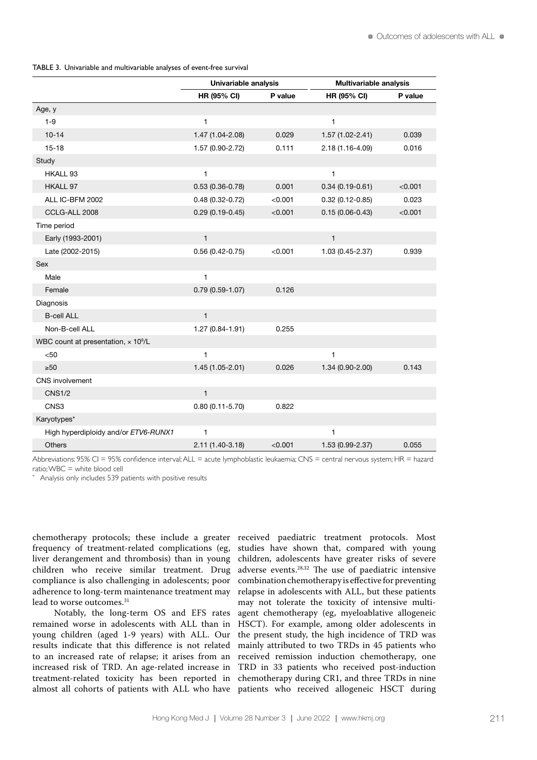TABLE 3. Univariable and multivariable analyses of event-free survival

| | Univariable analysis | | Multivariable analysis | |
|---|---|---|---|---|
| | HR (95% CI) | P value | HR (95% CI) | P value |
| Age, y | | | | |
| 1-9 | 1 | | 1 | |
| 10-14 | 1.47 (1.04-2.08) | 0.029 | 1.57 (1.02-2.41) | 0.039 |
| 15-18 | 1.57 (0.90-2.72) | 0.111 | 2.18 (1.16-4.09) | 0.016 |
| Study | | | | |
| HKALL 93 | 1 | | 1 | |
| HKALL 97 | 0.53 (0.36-0.78) | 0.001 | 0.34 (0.19-0.61) | <0.001 |
| ALL IC-BFM 2002 | 0.48 (0.32-0.72) | <0.001 | 0.32 (0.12-0.85) | 0.023 |
| CCLG-ALL 2008 | 0.29 (0.19-0.45) | <0.001 | 0.15 (0.06-0.43) | <0.001 |
| Time period | | | | |
| Early (1993-2001) | 1 | | 1 | |
| Late (2002-2015) | 0.56 (0.42-0.75) | <0.001 | 1.03 (0.45-2.37) | 0.939 |
| Sex | | | | |
| Male | 1 | | | |
| Female | 0.79 (0.59-1.07) | 0.126 | | |
| Diagnosis | | | | |
| B-cell ALL | 1 | | | |
| Non-B-cell ALL | 1.27 (0.84-1.91) | 0.255 | | |
| WBC count at presentation, $\times 10^9$/L | | | | |
| <50 | 1 | | 1 | |
| ≥50 | 1.45 (1.05-2.01) | 0.026 | 1.34 (0.90-2.00) | 0.143 |
| CNS involvement | | | | |
| CNS1/2 | 1 | | | |
| CNS3 | 0.80 (0.11-5.70) | 0.822 | | |
| Karyotypes* | | | | |
| High hyperdiploidy and/or *ETV6-RUNX1* | 1 | | 1 | |
| Others | 2.11 (1.40-3.18) | <0.001 | 1.53 (0.99-2.37) | 0.055 |

Abbreviations: 95% CI = 95% confidence interval; ALL = acute lymphoblastic leukaemia; CNS = central nervous system; HR = hazard ratio; WBC = white blood cell

\* Analysis only includes 539 patients with positive results

chemotherapy protocols; these include a greater frequency of treatment-related complications (eg, liver derangement and thrombosis) than in young children who receive similar treatment. Drug compliance is also challenging in adolescents; poor adherence to long-term maintenance treatment may lead to worse outcomes.[31]

Notably, the long-term OS and EFS rates remained worse in adolescents with ALL than in young children (aged 1-9 years) with ALL. Our results indicate that this difference is not related to an increased rate of relapse; it arises from an increased risk of TRD. An age-related increase in treatment-related toxicity has been reported in almost all cohorts of patients with ALL who have received paediatric treatment protocols. Most studies have shown that, compared with young children, adolescents have greater risks of severe adverse events.[28,32] The use of paediatric intensive combination chemotherapy is effective for preventing relapse in adolescents with ALL, but these patients may not tolerate the toxicity of intensive multi-agent chemotherapy (eg, myeloablative allogeneic HSCT). For example, among older adolescents in the present study, the high incidence of TRD was mainly attributed to two TRDs in 45 patients who received remission induction chemotherapy, one TRD in 33 patients who received post-induction chemotherapy during CR1, and three TRDs in nine patients who received allogeneic HSCT during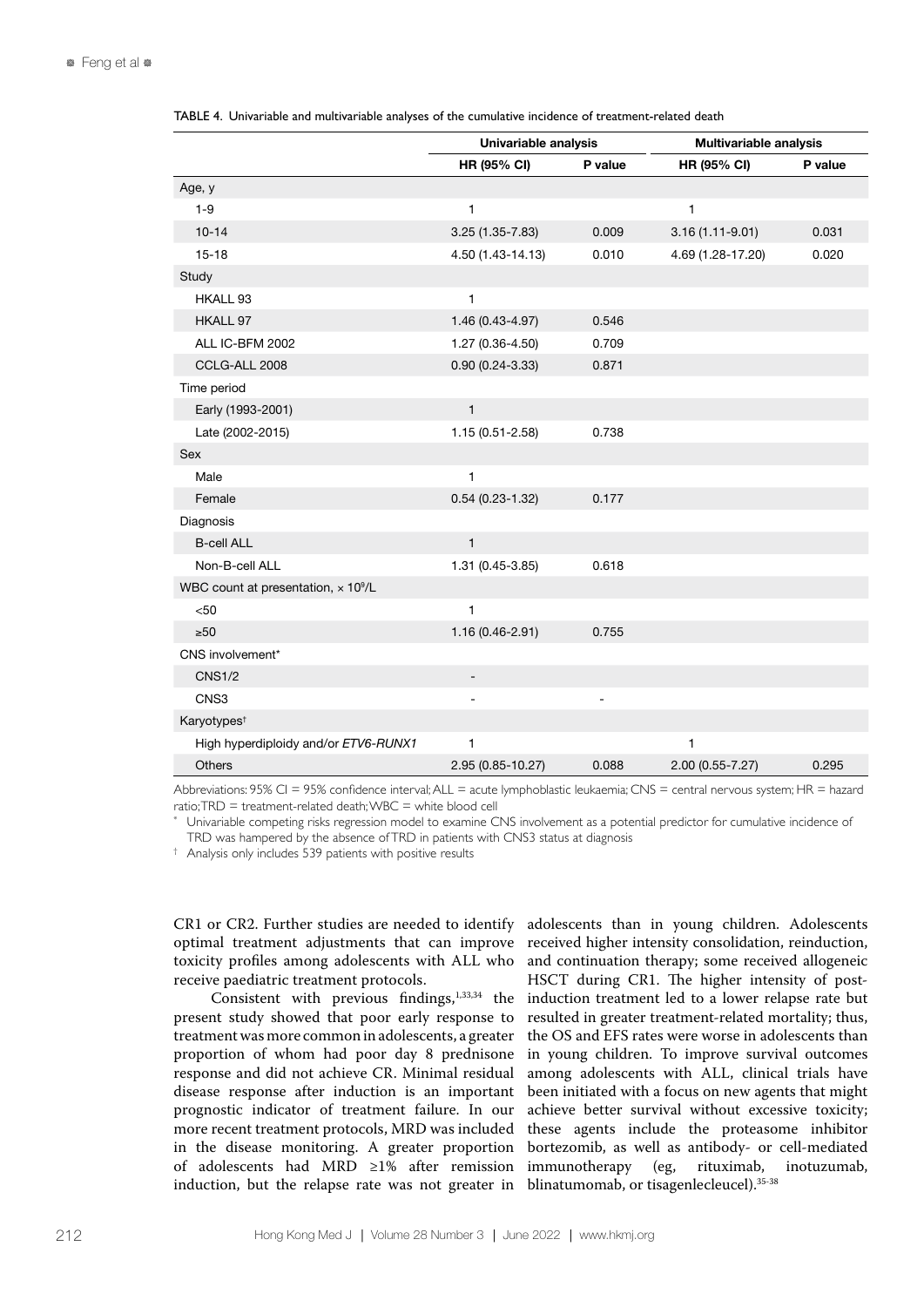TABLE 4. Univariable and multivariable analyses of the cumulative incidence of treatment-related death

| | Univariable analysis | | Multivariable analysis | |
|---|---|---|---|---|
| | HR (95% CI) | P value | HR (95% CI) | P value |
| Age, y | | | | |
| 1-9 | 1 | | 1 | |
| 10-14 | 3.25 (1.35-7.83) | 0.009 | 3.16 (1.11-9.01) | 0.031 |
| 15-18 | 4.50 (1.43-14.13) | 0.010 | 4.69 (1.28-17.20) | 0.020 |
| Study | | | | |
| HKALL 93 | 1 | | | |
| HKALL 97 | 1.46 (0.43-4.97) | 0.546 | | |
| ALL IC-BFM 2002 | 1.27 (0.36-4.50) | 0.709 | | |
| CCLG-ALL 2008 | 0.90 (0.24-3.33) | 0.871 | | |
| Time period | | | | |
| Early (1993-2001) | 1 | | | |
| Late (2002-2015) | 1.15 (0.51-2.58) | 0.738 | | |
| Sex | | | | |
| Male | 1 | | | |
| Female | 0.54 (0.23-1.32) | 0.177 | | |
| Diagnosis | | | | |
| B-cell ALL | 1 | | | |
| Non-B-cell ALL | 1.31 (0.45-3.85) | 0.618 | | |
| WBC count at presentation, $\times 10^9$/L | | | | |
| <50 | 1 | | | |
| ≥50 | 1.16 (0.46-2.91) | 0.755 | | |
| CNS involvement* | | | | |
| CNS1/2 | - | | | |
| CNS3 | - | - | | |
| Karyotypes† | | | | |
| High hyperdiploidy and/or *ETV6-RUNX1* | 1 | | 1 | |
| Others | 2.95 (0.85-10.27) | 0.088 | 2.00 (0.55-7.27) | 0.295 |

Abbreviations: 95% CI = 95% confidence interval; ALL = acute lymphoblastic leukaemia; CNS = central nervous system; HR = hazard ratio; TRD = treatment-related death; WBC = white blood cell

\* Univariable competing risks regression model to examine CNS involvement as a potential predictor for cumulative incidence of TRD was hampered by the absence of TRD in patients with CNS3 status at diagnosis

† Analysis only includes 539 patients with positive results

CR1 or CR2. Further studies are needed to identify optimal treatment adjustments that can improve toxicity profiles among adolescents with ALL who receive paediatric treatment protocols.

Consistent with previous findings,[1,33,34] the present study showed that poor early response to treatment was more common in adolescents, a greater proportion of whom had poor day 8 prednisone response and did not achieve CR. Minimal residual disease response after induction is an important prognostic indicator of treatment failure. In our more recent treatment protocols, MRD was included in the disease monitoring. A greater proportion of adolescents had MRD ≥1% after remission induction, but the relapse rate was not greater in adolescents than in young children. Adolescents received higher intensity consolidation, reinduction, and continuation therapy; some received allogeneic HSCT during CR1. The higher intensity of post-induction treatment led to a lower relapse rate but resulted in greater treatment-related mortality; thus, the OS and EFS rates were worse in adolescents than in young children. To improve survival outcomes among adolescents with ALL, clinical trials have been initiated with a focus on new agents that might achieve better survival without excessive toxicity; these agents include the proteasome inhibitor bortezomib, as well as antibody- or cell-mediated immunotherapy (eg, rituximab, inotuzumab, blinatumomab, or tisagenlecleucel).[35-38]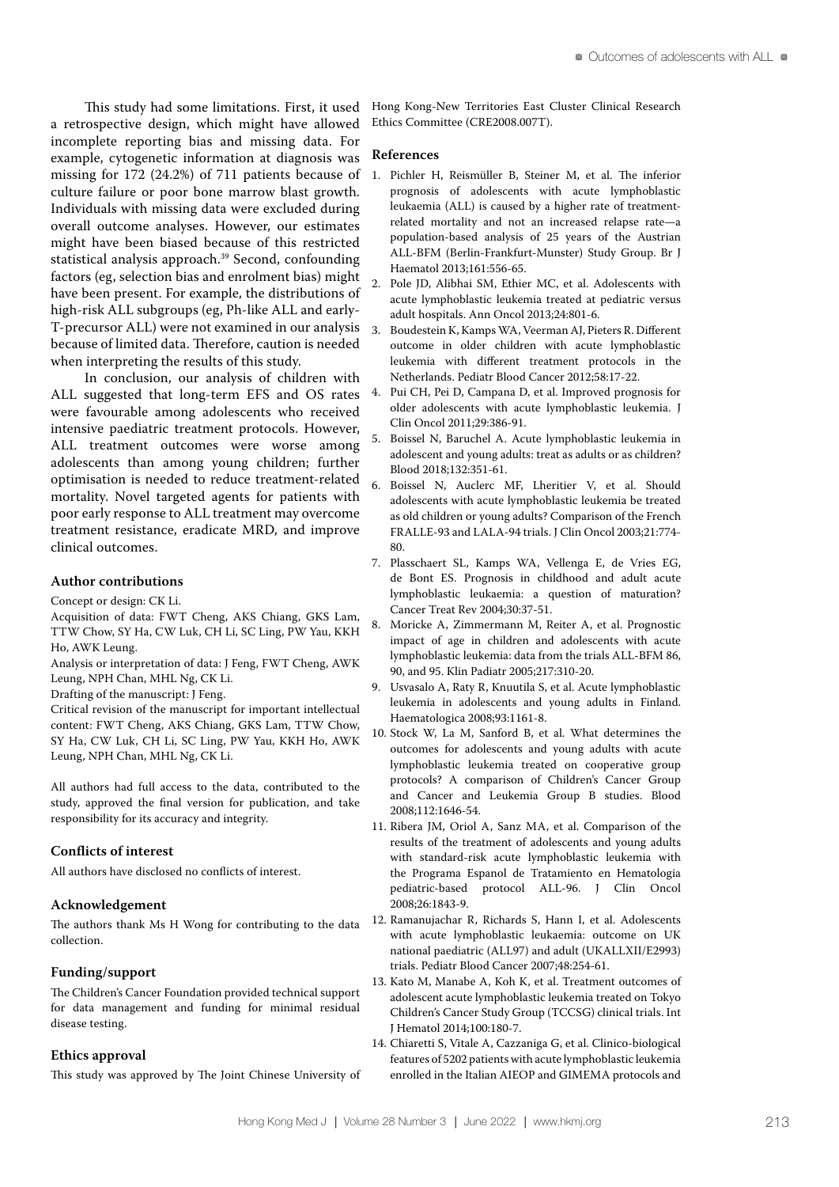This study had some limitations. First, it used a retrospective design, which might have allowed incomplete reporting bias and missing data. For example, cytogenetic information at diagnosis was missing for 172 (24.2%) of 711 patients because of culture failure or poor bone marrow blast growth. Individuals with missing data were excluded during overall outcome analyses. However, our estimates might have been biased because of this restricted statistical analysis approach.[39] Second, confounding factors (eg, selection bias and enrolment bias) might have been present. For example, the distributions of high-risk ALL subgroups (eg, Ph-like ALL and early-T-precursor ALL) were not examined in our analysis because of limited data. Therefore, caution is needed when interpreting the results of this study.

In conclusion, our analysis of children with ALL suggested that long-term EFS and OS rates were favourable among adolescents who received intensive paediatric treatment protocols. However, ALL treatment outcomes were worse among adolescents than among young children; further optimisation is needed to reduce treatment-related mortality. Novel targeted agents for patients with poor early response to ALL treatment may overcome treatment resistance, eradicate MRD, and improve clinical outcomes.

### Author contributions

Concept or design: CK Li.

Acquisition of data: FWT Cheng, AKS Chiang, GKS Lam, TTW Chow, SY Ha, CW Luk, CH Li, SC Ling, PW Yau, KKH Ho, AWK Leung.

Analysis or interpretation of data: J Feng, FWT Cheng, AWK Leung, NPH Chan, MHL Ng, CK Li.

Drafting of the manuscript: J Feng.

Critical revision of the manuscript for important intellectual content: FWT Cheng, AKS Chiang, GKS Lam, TTW Chow, SY Ha, CW Luk, CH Li, SC Ling, PW Yau, KKH Ho, AWK Leung, NPH Chan, MHL Ng, CK Li.

All authors had full access to the data, contributed to the study, approved the final version for publication, and take responsibility for its accuracy and integrity.

### Conflicts of interest

All authors have disclosed no conflicts of interest.

### Acknowledgement

The authors thank Ms H Wong for contributing to the data collection.

### Funding/support

The Children's Cancer Foundation provided technical support for data management and funding for minimal residual disease testing.

### Ethics approval

This study was approved by The Joint Chinese University of Hong Kong-New Territories East Cluster Clinical Research Ethics Committee (CRE2008.007T).

### References

1. Pichler H, Reismüller B, Steiner M, et al. The inferior prognosis of adolescents with acute lymphoblastic leukaemia (ALL) is caused by a higher rate of treatment-related mortality and not an increased relapse rate—a population-based analysis of 25 years of the Austrian ALL-BFM (Berlin-Frankfurt-Munster) Study Group. Br J Haematol 2013;161:556-65.
2. Pole JD, Alibhai SM, Ethier MC, et al. Adolescents with acute lymphoblastic leukemia treated at pediatric versus adult hospitals. Ann Oncol 2013;24:801-6.
3. Boudestein K, Kamps WA, Veerman AJ, Pieters R. Different outcome in older children with acute lymphoblastic leukemia with different treatment protocols in the Netherlands. Pediatr Blood Cancer 2012;58:17-22.
4. Pui CH, Pei D, Campana D, et al. Improved prognosis for older adolescents with acute lymphoblastic leukemia. J Clin Oncol 2011;29:386-91.
5. Boissel N, Baruchel A. Acute lymphoblastic leukemia in adolescent and young adults: treat as adults or as children? Blood 2018;132:351-61.
6. Boissel N, Auclerc MF, Lheritier V, et al. Should adolescents with acute lymphoblastic leukemia be treated as old children or young adults? Comparison of the French FRALLE-93 and LALA-94 trials. J Clin Oncol 2003;21:774-80.
7. Plasschaert SL, Kamps WA, Vellenga E, de Vries EG, de Bont ES. Prognosis in childhood and adult acute lymphoblastic leukaemia: a question of maturation? Cancer Treat Rev 2004;30:37-51.
8. Moricke A, Zimmermann M, Reiter A, et al. Prognostic impact of age in children and adolescents with acute lymphoblastic leukemia: data from the trials ALL-BFM 86, 90, and 95. Klin Padiatr 2005;217:310-20.
9. Usvasalo A, Raty R, Knuutila S, et al. Acute lymphoblastic leukemia in adolescents and young adults in Finland. Haematologica 2008;93:1161-8.
10. Stock W, La M, Sanford B, et al. What determines the outcomes for adolescents and young adults with acute lymphoblastic leukemia treated on cooperative group protocols? A comparison of Children's Cancer Group and Cancer and Leukemia Group B studies. Blood 2008;112:1646-54.
11. Ribera JM, Oriol A, Sanz MA, et al. Comparison of the results of the treatment of adolescents and young adults with standard-risk acute lymphoblastic leukemia with the Programa Espanol de Tratamiento en Hematologia pediatric-based protocol ALL-96. J Clin Oncol 2008;26:1843-9.
12. Ramanujachar R, Richards S, Hann I, et al. Adolescents with acute lymphoblastic leukaemia: outcome on UK national paediatric (ALL97) and adult (UKALLXII/E2993) trials. Pediatr Blood Cancer 2007;48:254-61.
13. Kato M, Manabe A, Koh K, et al. Treatment outcomes of adolescent acute lymphoblastic leukemia treated on Tokyo Children's Cancer Study Group (TCCSG) clinical trials. Int J Hematol 2014;100:180-7.
14. Chiaretti S, Vitale A, Cazzaniga G, et al. Clinico-biological features of 5202 patients with acute lymphoblastic leukemia enrolled in the Italian AIEOP and GIMEMA protocols and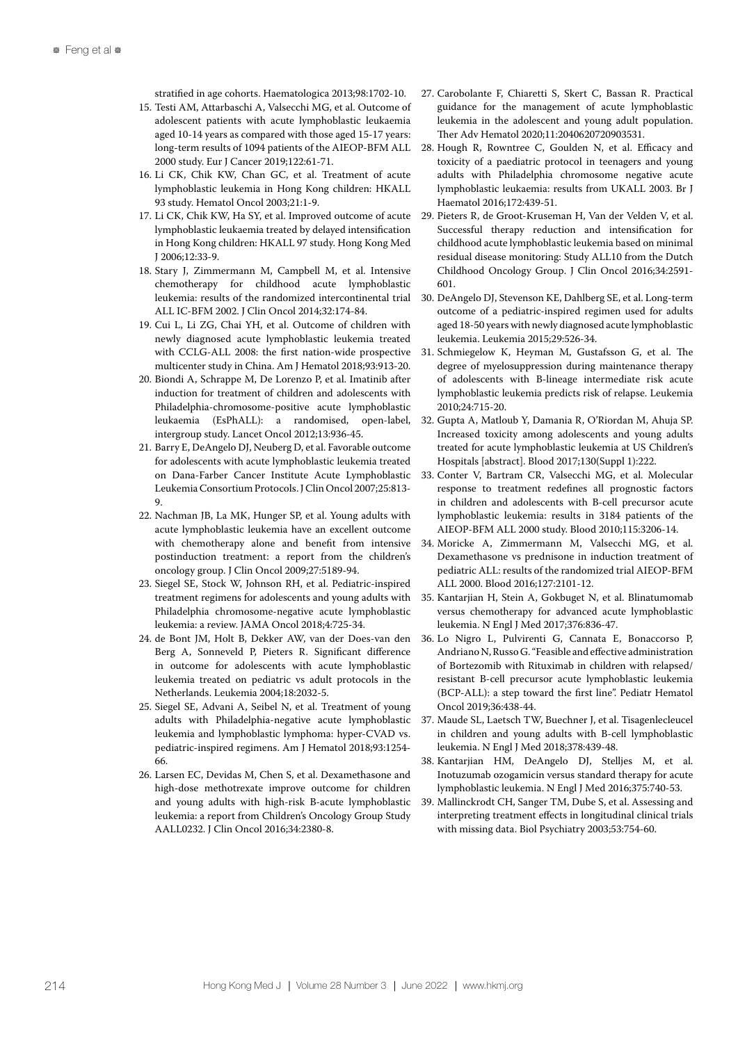stratified in age cohorts. Haematologica 2013;98:1702-10.

15. Testi AM, Attarbaschi A, Valsecchi MG, et al. Outcome of adolescent patients with acute lymphoblastic leukaemia aged 10-14 years as compared with those aged 15-17 years: long-term results of 1094 patients of the AIEOP-BFM ALL 2000 study. Eur J Cancer 2019;122:61-71.
16. Li CK, Chik KW, Chan GC, et al. Treatment of acute lymphoblastic leukemia in Hong Kong children: HKALL 93 study. Hematol Oncol 2003;21:1-9.
17. Li CK, Chik KW, Ha SY, et al. Improved outcome of acute lymphoblastic leukaemia treated by delayed intensification in Hong Kong children: HKALL 97 study. Hong Kong Med J 2006;12:33-9.
18. Stary J, Zimmermann M, Campbell M, et al. Intensive chemotherapy for childhood acute lymphoblastic leukemia: results of the randomized intercontinental trial ALL IC-BFM 2002. J Clin Oncol 2014;32:174-84.
19. Cui L, Li ZG, Chai YH, et al. Outcome of children with newly diagnosed acute lymphoblastic leukemia treated with CCLG-ALL 2008: the first nation-wide prospective multicenter study in China. Am J Hematol 2018;93:913-20.
20. Biondi A, Schrappe M, De Lorenzo P, et al. Imatinib after induction for treatment of children and adolescents with Philadelphia-chromosome-positive acute lymphoblastic leukaemia (EsPhALL): a randomised, open-label, intergroup study. Lancet Oncol 2012;13:936-45.
21. Barry E, DeAngelo DJ, Neuberg D, et al. Favorable outcome for adolescents with acute lymphoblastic leukemia treated on Dana-Farber Cancer Institute Acute Lymphoblastic Leukemia Consortium Protocols. J Clin Oncol 2007;25:813-9.
22. Nachman JB, La MK, Hunger SP, et al. Young adults with acute lymphoblastic leukemia have an excellent outcome with chemotherapy alone and benefit from intensive postinduction treatment: a report from the children's oncology group. J Clin Oncol 2009;27:5189-94.
23. Siegel SE, Stock W, Johnson RH, et al. Pediatric-inspired treatment regimens for adolescents and young adults with Philadelphia chromosome-negative acute lymphoblastic leukemia: a review. JAMA Oncol 2018;4:725-34.
24. de Bont JM, Holt B, Dekker AW, van der Does-van den Berg A, Sonneveld P, Pieters R. Significant difference in outcome for adolescents with acute lymphoblastic leukemia treated on pediatric vs adult protocols in the Netherlands. Leukemia 2004;18:2032-5.
25. Siegel SE, Advani A, Seibel N, et al. Treatment of young adults with Philadelphia-negative acute lymphoblastic leukemia and lymphoblastic lymphoma: hyper-CVAD vs. pediatric-inspired regimens. Am J Hematol 2018;93:1254-66.
26. Larsen EC, Devidas M, Chen S, et al. Dexamethasone and high-dose methotrexate improve outcome for children and young adults with high-risk B-acute lymphoblastic leukemia: a report from Children's Oncology Group Study AALL0232. J Clin Oncol 2016;34:2380-8.
27. Carobolante F, Chiaretti S, Skert C, Bassan R. Practical guidance for the management of acute lymphoblastic leukemia in the adolescent and young adult population. Ther Adv Hematol 2020;11:2040620720903531.
28. Hough R, Rowntree C, Goulden N, et al. Efficacy and toxicity of a paediatric protocol in teenagers and young adults with Philadelphia chromosome negative acute lymphoblastic leukaemia: results from UKALL 2003. Br J Haematol 2016;172:439-51.
29. Pieters R, de Groot-Kruseman H, Van der Velden V, et al. Successful therapy reduction and intensification for childhood acute lymphoblastic leukemia based on minimal residual disease monitoring: Study ALL10 from the Dutch Childhood Oncology Group. J Clin Oncol 2016;34:2591-601.
30. DeAngelo DJ, Stevenson KE, Dahlberg SE, et al. Long-term outcome of a pediatric-inspired regimen used for adults aged 18-50 years with newly diagnosed acute lymphoblastic leukemia. Leukemia 2015;29:526-34.
31. Schmiegelow K, Heyman M, Gustafsson G, et al. The degree of myelosuppression during maintenance therapy of adolescents with B-lineage intermediate risk acute lymphoblastic leukemia predicts risk of relapse. Leukemia 2010;24:715-20.
32. Gupta A, Matloub Y, Damania R, O'Riordan M, Ahuja SP. Increased toxicity among adolescents and young adults treated for acute lymphoblastic leukemia at US Children's Hospitals [abstract]. Blood 2017;130(Suppl 1):222.
33. Conter V, Bartram CR, Valsecchi MG, et al. Molecular response to treatment redefines all prognostic factors in children and adolescents with B-cell precursor acute lymphoblastic leukemia: results in 3184 patients of the AIEOP-BFM ALL 2000 study. Blood 2010;115:3206-14.
34. Moricke A, Zimmermann M, Valsecchi MG, et al. Dexamethasone vs prednisone in induction treatment of pediatric ALL: results of the randomized trial AIEOP-BFM ALL 2000. Blood 2016;127:2101-12.
35. Kantarjian H, Stein A, Gokbuget N, et al. Blinatumomab versus chemotherapy for advanced acute lymphoblastic leukemia. N Engl J Med 2017;376:836-47.
36. Lo Nigro L, Pulvirenti G, Cannata E, Bonaccorso P, Andriano N, Russo G. "Feasible and effective administration of Bortezomib with Rituximab in children with relapsed/resistant B-cell precursor acute lymphoblastic leukemia (BCP-ALL): a step toward the first line". Pediatr Hematol Oncol 2019;36:438-44.
37. Maude SL, Laetsch TW, Buechner J, et al. Tisagenlecleucel in children and young adults with B-cell lymphoblastic leukemia. N Engl J Med 2018;378:439-48.
38. Kantarjian HM, DeAngelo DJ, Stelljes M, et al. Inotuzumab ozogamicin versus standard therapy for acute lymphoblastic leukemia. N Engl J Med 2016;375:740-53.
39. Mallinckrodt CH, Sanger TM, Dube S, et al. Assessing and interpreting treatment effects in longitudinal clinical trials with missing data. Biol Psychiatry 2003;53:754-60.